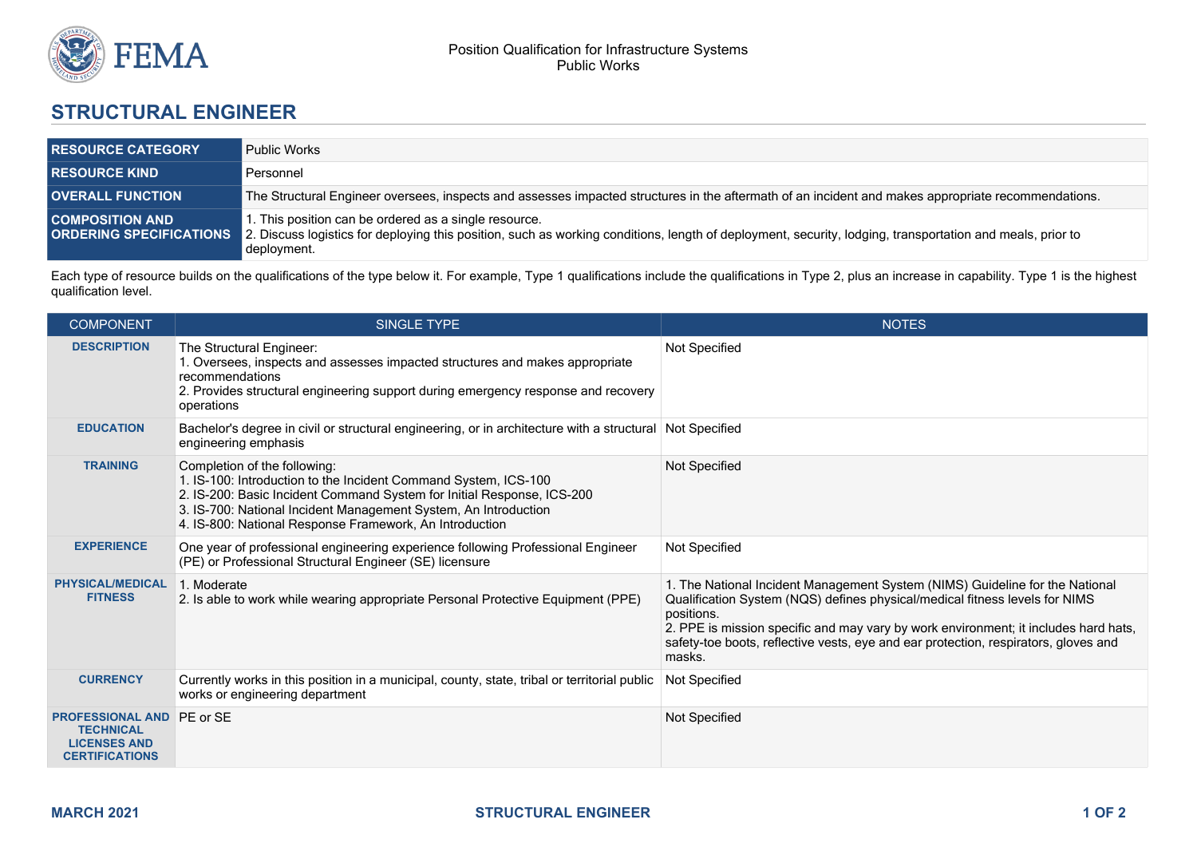Position Qualification for Infrastructure Systems
Public Works

# STRUCTURAL ENGINEER

| | |
|---|---|
| **RESOURCE CATEGORY** | Public Works |
| **RESOURCE KIND** | Personnel |
| **OVERALL FUNCTION** | The Structural Engineer oversees, inspects and assesses impacted structures in the aftermath of an incident and makes appropriate recommendations. |
| **COMPOSITION AND ORDERING SPECIFICATIONS** | 1. This position can be ordered as a single resource.<br>2. Discuss logistics for deploying this position, such as working conditions, length of deployment, security, lodging, transportation and meals, prior to deployment. |

Each type of resource builds on the qualifications of the type below it. For example, Type 1 qualifications include the qualifications in Type 2, plus an increase in capability. Type 1 is the highest qualification level.

| COMPONENT | SINGLE TYPE | NOTES |
|---|---|---|
| **DESCRIPTION** | The Structural Engineer:<br>1. Oversees, inspects and assesses impacted structures and makes appropriate recommendations<br>2. Provides structural engineering support during emergency response and recovery operations | Not Specified |
| **EDUCATION** | Bachelor's degree in civil or structural engineering, or in architecture with a structural engineering emphasis | Not Specified |
| **TRAINING** | Completion of the following:<br>1. IS-100: Introduction to the Incident Command System, ICS-100<br>2. IS-200: Basic Incident Command System for Initial Response, ICS-200<br>3. IS-700: National Incident Management System, An Introduction<br>4. IS-800: National Response Framework, An Introduction | Not Specified |
| **EXPERIENCE** | One year of professional engineering experience following Professional Engineer (PE) or Professional Structural Engineer (SE) licensure | Not Specified |
| **PHYSICAL/MEDICAL FITNESS** | 1. Moderate<br>2. Is able to work while wearing appropriate Personal Protective Equipment (PPE) | 1. The National Incident Management System (NIMS) Guideline for the National Qualification System (NQS) defines physical/medical fitness levels for NIMS positions.<br>2. PPE is mission specific and may vary by work environment; it includes hard hats, safety-toe boots, reflective vests, eye and ear protection, respirators, gloves and masks. |
| **CURRENCY** | Currently works in this position in a municipal, county, state, tribal or territorial public works or engineering department | Not Specified |
| **PROFESSIONAL AND TECHNICAL LICENSES AND CERTIFICATIONS** | PE or SE | Not Specified |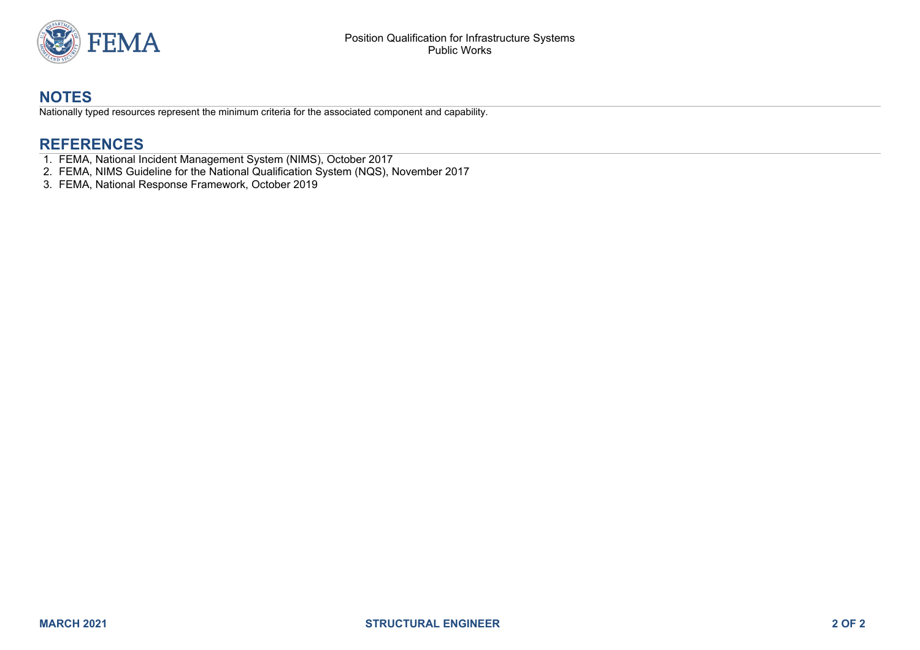## NOTES

Nationally typed resources represent the minimum criteria for the associated component and capability.

## REFERENCES

1. FEMA, National Incident Management System (NIMS), October 2017
2. FEMA, NIMS Guideline for the National Qualification System (NQS), November 2017
3. FEMA, National Response Framework, October 2019